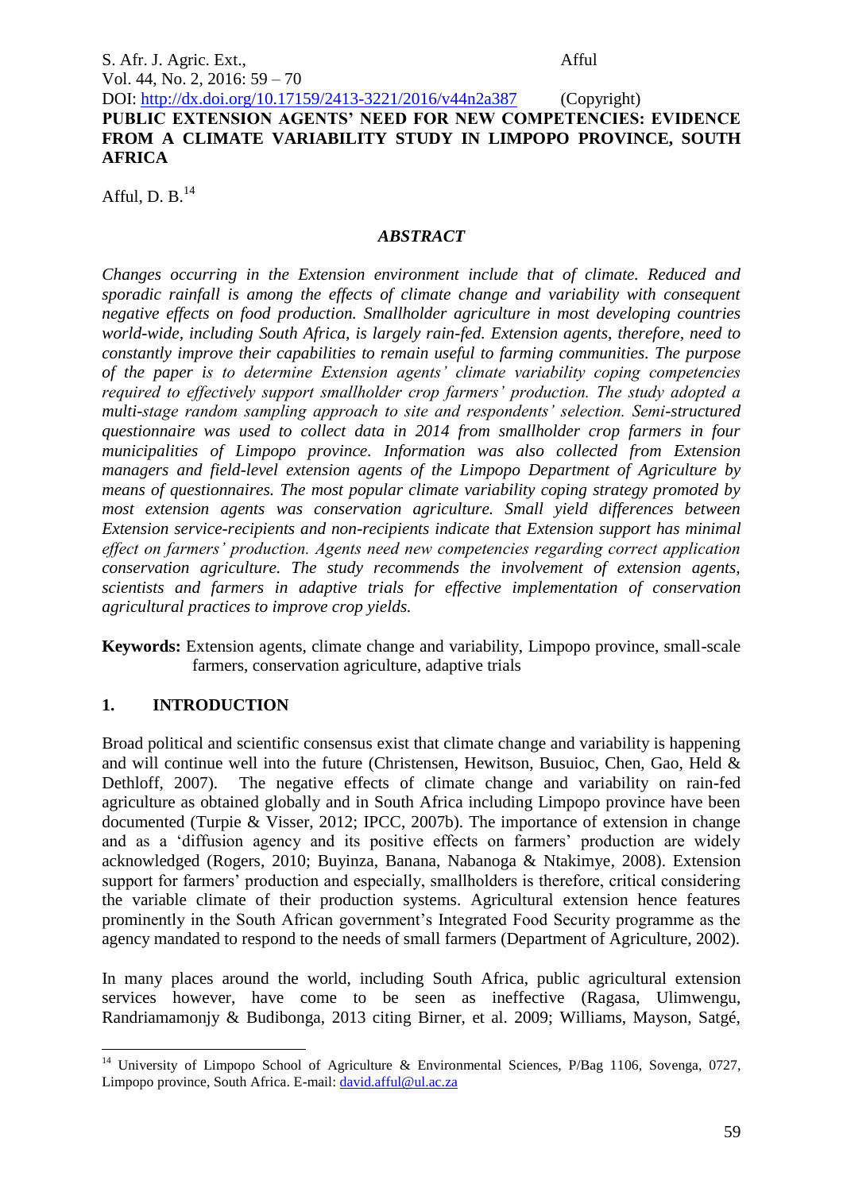# PUBLIC EXTENSION AGENTS' NEED FOR NEW COMPETENCIES: EVIDENCE FROM A CLIMATE VARIABILITY STUDY IN LIMPOPO PROVINCE, SOUTH AFRICA

Afful, D. B.[14]

## *ABSTRACT*

*Changes occurring in the Extension environment include that of climate. Reduced and sporadic rainfall is among the effects of climate change and variability with consequent negative effects on food production. Smallholder agriculture in most developing countries world-wide, including South Africa, is largely rain-fed. Extension agents, therefore, need to constantly improve their capabilities to remain useful to farming communities. The purpose of the paper is to determine Extension agents' climate variability coping competencies required to effectively support smallholder crop farmers' production. The study adopted a multi-stage random sampling approach to site and respondents' selection. Semi-structured questionnaire was used to collect data in 2014 from smallholder crop farmers in four municipalities of Limpopo province. Information was also collected from Extension managers and field-level extension agents of the Limpopo Department of Agriculture by means of questionnaires. The most popular climate variability coping strategy promoted by most extension agents was conservation agriculture. Small yield differences between Extension service-recipients and non-recipients indicate that Extension support has minimal effect on farmers' production. Agents need new competencies regarding correct application conservation agriculture. The study recommends the involvement of extension agents, scientists and farmers in adaptive trials for effective implementation of conservation agricultural practices to improve crop yields.*

**Keywords:** Extension agents, climate change and variability, Limpopo province, small-scale farmers, conservation agriculture, adaptive trials

## 1. INTRODUCTION

Broad political and scientific consensus exist that climate change and variability is happening and will continue well into the future (Christensen, Hewitson, Busuioc, Chen, Gao, Held & Dethloff, 2007). The negative effects of climate change and variability on rain-fed agriculture as obtained globally and in South Africa including Limpopo province have been documented (Turpie & Visser, 2012; IPCC, 2007b). The importance of extension in change and as a 'diffusion agency and its positive effects on farmers' production are widely acknowledged (Rogers, 2010; Buyinza, Banana, Nabanoga & Ntakimye, 2008). Extension support for farmers' production and especially, smallholders is therefore, critical considering the variable climate of their production systems. Agricultural extension hence features prominently in the South African government's Integrated Food Security programme as the agency mandated to respond to the needs of small farmers (Department of Agriculture, 2002).

In many places around the world, including South Africa, public agricultural extension services however, have come to be seen as ineffective (Ragasa, Ulimwengu, Randriamamonjy & Budibonga, 2013 citing Birner, et al. 2009; Williams, Mayson, Satgé,

---

[14] University of Limpopo School of Agriculture & Environmental Sciences, P/Bag 1106, Sovenga, 0727, Limpopo province, South Africa. E-mail: david.afful@ul.ac.za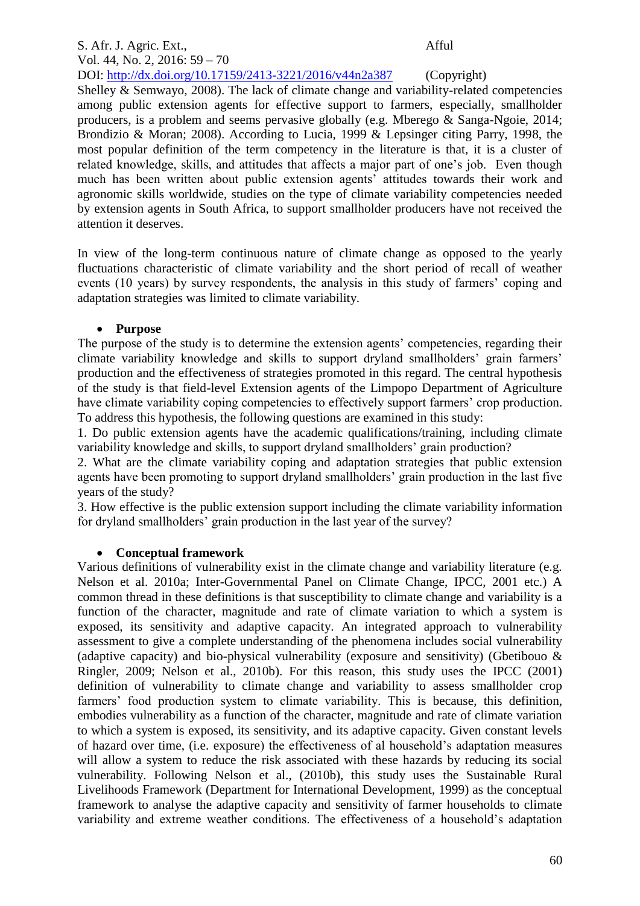Shelley & Semwayo, 2008). The lack of climate change and variability-related competencies among public extension agents for effective support to farmers, especially, smallholder producers, is a problem and seems pervasive globally (e.g. Mberego & Sanga-Ngoie, 2014; Brondizio & Moran; 2008). According to Lucia, 1999 & Lepsinger citing Parry, 1998, the most popular definition of the term competency in the literature is that, it is a cluster of related knowledge, skills, and attitudes that affects a major part of one's job. Even though much has been written about public extension agents' attitudes towards their work and agronomic skills worldwide, studies on the type of climate variability competencies needed by extension agents in South Africa, to support smallholder producers have not received the attention it deserves.

In view of the long-term continuous nature of climate change as opposed to the yearly fluctuations characteristic of climate variability and the short period of recall of weather events (10 years) by survey respondents, the analysis in this study of farmers' coping and adaptation strategies was limited to climate variability.

- **Purpose**

The purpose of the study is to determine the extension agents' competencies, regarding their climate variability knowledge and skills to support dryland smallholders' grain farmers' production and the effectiveness of strategies promoted in this regard. The central hypothesis of the study is that field-level Extension agents of the Limpopo Department of Agriculture have climate variability coping competencies to effectively support farmers' crop production. To address this hypothesis, the following questions are examined in this study:

1. Do public extension agents have the academic qualifications/training, including climate variability knowledge and skills, to support dryland smallholders' grain production?
2. What are the climate variability coping and adaptation strategies that public extension agents have been promoting to support dryland smallholders' grain production in the last five years of the study?
3. How effective is the public extension support including the climate variability information for dryland smallholders' grain production in the last year of the survey?

- **Conceptual framework**

Various definitions of vulnerability exist in the climate change and variability literature (e.g. Nelson et al. 2010a; Inter-Governmental Panel on Climate Change, IPCC, 2001 etc.) A common thread in these definitions is that susceptibility to climate change and variability is a function of the character, magnitude and rate of climate variation to which a system is exposed, its sensitivity and adaptive capacity. An integrated approach to vulnerability assessment to give a complete understanding of the phenomena includes social vulnerability (adaptive capacity) and bio-physical vulnerability (exposure and sensitivity) (Gbetibouo & Ringler, 2009; Nelson et al., 2010b). For this reason, this study uses the IPCC (2001) definition of vulnerability to climate change and variability to assess smallholder crop farmers' food production system to climate variability. This is because, this definition, embodies vulnerability as a function of the character, magnitude and rate of climate variation to which a system is exposed, its sensitivity, and its adaptive capacity. Given constant levels of hazard over time, (i.e. exposure) the effectiveness of al household's adaptation measures will allow a system to reduce the risk associated with these hazards by reducing its social vulnerability. Following Nelson et al., (2010b), this study uses the Sustainable Rural Livelihoods Framework (Department for International Development, 1999) as the conceptual framework to analyse the adaptive capacity and sensitivity of farmer households to climate variability and extreme weather conditions. The effectiveness of a household's adaptation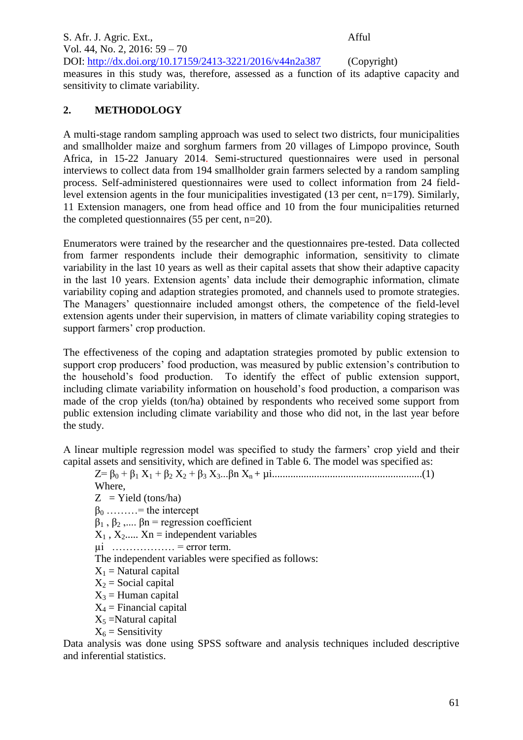measures in this study was, therefore, assessed as a function of its adaptive capacity and sensitivity to climate variability.

## 2. METHODOLOGY

A multi-stage random sampling approach was used to select two districts, four municipalities and smallholder maize and sorghum farmers from 20 villages of Limpopo province, South Africa, in 15-22 January 2014. Semi-structured questionnaires were used in personal interviews to collect data from 194 smallholder grain farmers selected by a random sampling process. Self-administered questionnaires were used to collect information from 24 field-level extension agents in the four municipalities investigated (13 per cent, n=179). Similarly, 11 Extension managers, one from head office and 10 from the four municipalities returned the completed questionnaires (55 per cent, n=20).

Enumerators were trained by the researcher and the questionnaires pre-tested. Data collected from farmer respondents include their demographic information, sensitivity to climate variability in the last 10 years as well as their capital assets that show their adaptive capacity in the last 10 years. Extension agents' data include their demographic information, climate variability coping and adaption strategies promoted, and channels used to promote strategies. The Managers' questionnaire included amongst others, the competence of the field-level extension agents under their supervision, in matters of climate variability coping strategies to support farmers' crop production.

The effectiveness of the coping and adaptation strategies promoted by public extension to support crop producers' food production, was measured by public extension's contribution to the household's food production. To identify the effect of public extension support, including climate variability information on household's food production, a comparison was made of the crop yields (ton/ha) obtained by respondents who received some support from public extension including climate variability and those who did not, in the last year before the study.

A linear multiple regression model was specified to study the farmers' crop yield and their capital assets and sensitivity, which are defined in Table 6. The model was specified as:

$$Z = \beta_0 + \beta_1 X_1 + \beta_2 X_2 + \beta_3 X_3 ... \beta n X_n + \mu i \qquad (1)$$

Where,

$Z$ = Yield (tons/ha)

$\beta_0$ = the intercept

$\beta_1$, $\beta_2$ ,.... $\beta n$ = regression coefficient

$X_1$, $X_2$..... $Xn$ = independent variables

$\mu i$ = error term.

The independent variables were specified as follows:

$X_1$ = Natural capital

$X_2$ = Social capital

$X_3$ = Human capital

$X_4$ = Financial capital

$X_5$ = Natural capital

$X_6$ = Sensitivity

Data analysis was done using SPSS software and analysis techniques included descriptive and inferential statistics.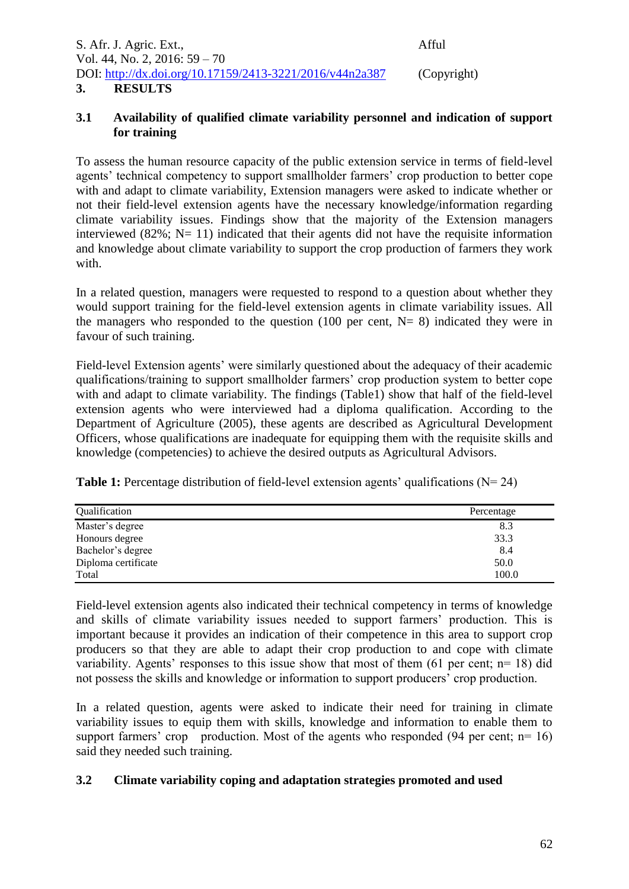# 3. RESULTS

## 3.1 Availability of qualified climate variability personnel and indication of support for training

To assess the human resource capacity of the public extension service in terms of field-level agents' technical competency to support smallholder farmers' crop production to better cope with and adapt to climate variability, Extension managers were asked to indicate whether or not their field-level extension agents have the necessary knowledge/information regarding climate variability issues. Findings show that the majority of the Extension managers interviewed (82%; N= 11) indicated that their agents did not have the requisite information and knowledge about climate variability to support the crop production of farmers they work with.

In a related question, managers were requested to respond to a question about whether they would support training for the field-level extension agents in climate variability issues. All the managers who responded to the question (100 per cent, N= 8) indicated they were in favour of such training.

Field-level Extension agents' were similarly questioned about the adequacy of their academic qualifications/training to support smallholder farmers' crop production system to better cope with and adapt to climate variability. The findings (Table1) show that half of the field-level extension agents who were interviewed had a diploma qualification. According to the Department of Agriculture (2005), these agents are described as Agricultural Development Officers, whose qualifications are inadequate for equipping them with the requisite skills and knowledge (competencies) to achieve the desired outputs as Agricultural Advisors.

**Table 1:** Percentage distribution of field-level extension agents' qualifications (N= 24)

| Qualification | Percentage |
|---|---|
| Master's degree | 8.3 |
| Honours degree | 33.3 |
| Bachelor's degree | 8.4 |
| Diploma certificate | 50.0 |
| Total | 100.0 |

Field-level extension agents also indicated their technical competency in terms of knowledge and skills of climate variability issues needed to support farmers' production. This is important because it provides an indication of their competence in this area to support crop producers so that they are able to adapt their crop production to and cope with climate variability. Agents' responses to this issue show that most of them (61 per cent; n= 18) did not possess the skills and knowledge or information to support producers' crop production.

In a related question, agents were asked to indicate their need for training in climate variability issues to equip them with skills, knowledge and information to enable them to support farmers' crop production. Most of the agents who responded (94 per cent; n= 16) said they needed such training.

## 3.2 Climate variability coping and adaptation strategies promoted and used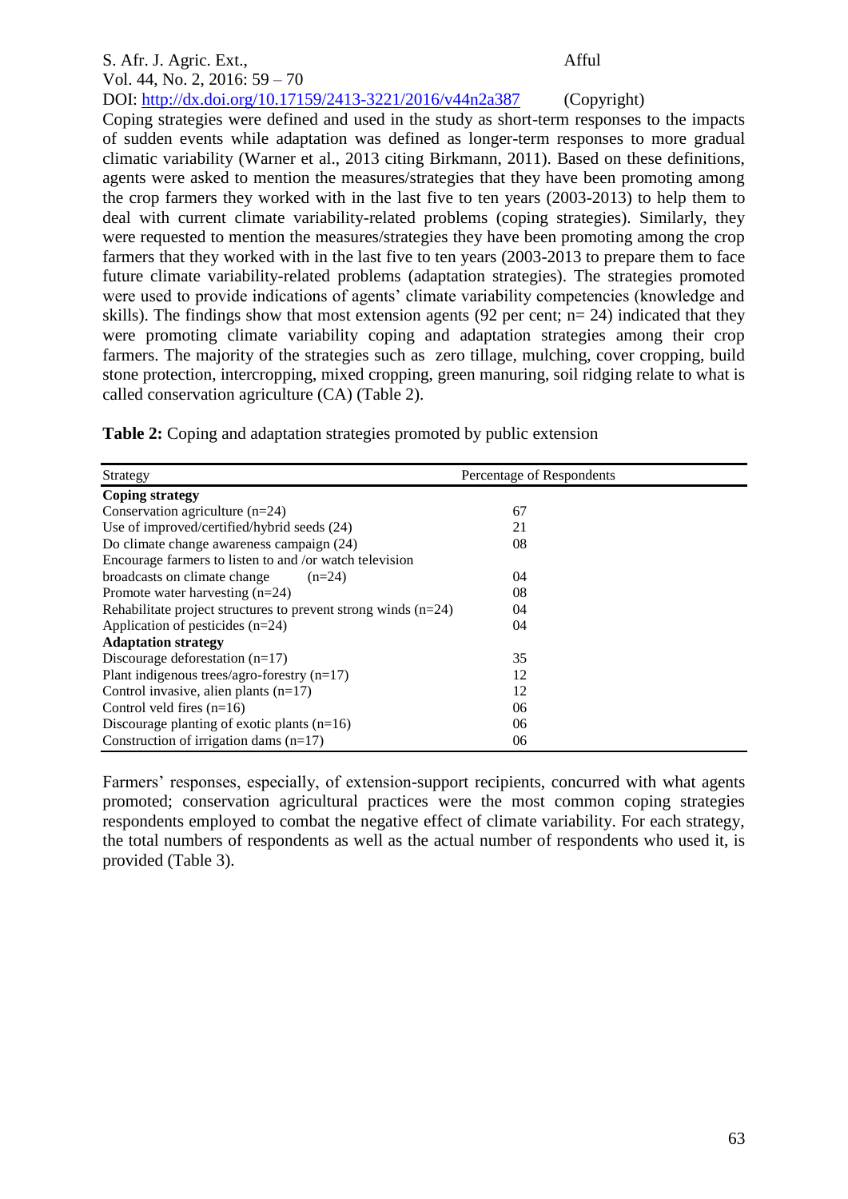Coping strategies were defined and used in the study as short-term responses to the impacts of sudden events while adaptation was defined as longer-term responses to more gradual climatic variability (Warner et al., 2013 citing Birkmann, 2011). Based on these definitions, agents were asked to mention the measures/strategies that they have been promoting among the crop farmers they worked with in the last five to ten years (2003-2013) to help them to deal with current climate variability-related problems (coping strategies). Similarly, they were requested to mention the measures/strategies they have been promoting among the crop farmers that they worked with in the last five to ten years (2003-2013 to prepare them to face future climate variability-related problems (adaptation strategies). The strategies promoted were used to provide indications of agents' climate variability competencies (knowledge and skills). The findings show that most extension agents (92 per cent; n= 24) indicated that they were promoting climate variability coping and adaptation strategies among their crop farmers. The majority of the strategies such as zero tillage, mulching, cover cropping, build stone protection, intercropping, mixed cropping, green manuring, soil ridging relate to what is called conservation agriculture (CA) (Table 2).

**Table 2:** Coping and adaptation strategies promoted by public extension

| Strategy | Percentage of Respondents |
|---|---|
| **Coping strategy** | |
| Conservation agriculture (n=24) | 67 |
| Use of improved/certified/hybrid seeds (24) | 21 |
| Do climate change awareness campaign (24) | 08 |
| Encourage farmers to listen to and /or watch television broadcasts on climate change (n=24) | 04 |
| Promote water harvesting (n=24) | 08 |
| Rehabilitate project structures to prevent strong winds (n=24) | 04 |
| Application of pesticides (n=24) | 04 |
| **Adaptation strategy** | |
| Discourage deforestation (n=17) | 35 |
| Plant indigenous trees/agro-forestry (n=17) | 12 |
| Control invasive, alien plants (n=17) | 12 |
| Control veld fires (n=16) | 06 |
| Discourage planting of exotic plants (n=16) | 06 |
| Construction of irrigation dams (n=17) | 06 |

Farmers' responses, especially, of extension-support recipients, concurred with what agents promoted; conservation agricultural practices were the most common coping strategies respondents employed to combat the negative effect of climate variability. For each strategy, the total numbers of respondents as well as the actual number of respondents who used it, is provided (Table 3).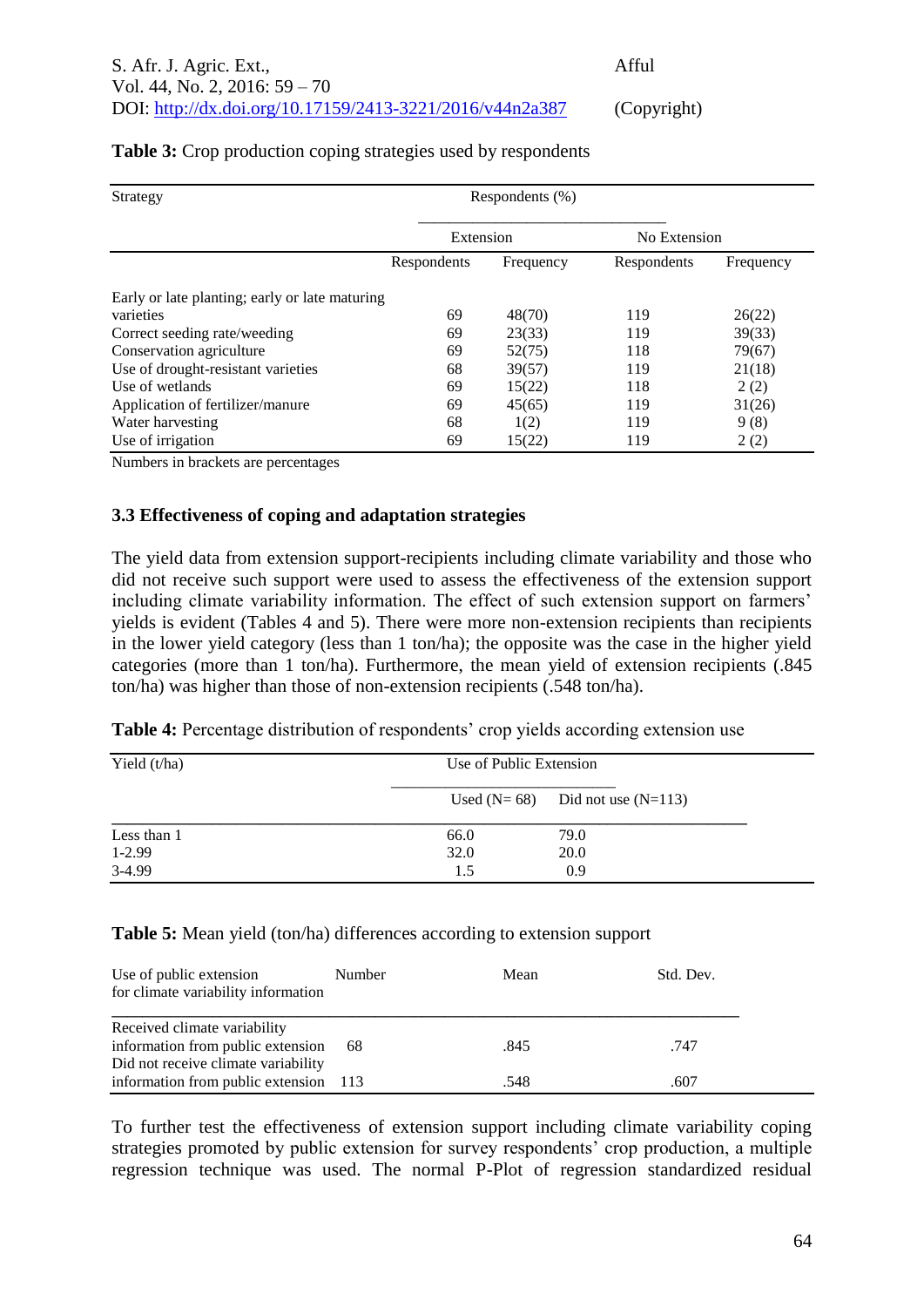**Table 3:** Crop production coping strategies used by respondents

| Strategy | Respondents (%) | | | |
|---|---|---|---|---|
| | Extension | | No Extension | |
| | Respondents | Frequency | Respondents | Frequency |
| Early or late planting; early or late maturing varieties | 69 | 48(70) | 119 | 26(22) |
| Correct seeding rate/weeding | 69 | 23(33) | 119 | 39(33) |
| Conservation agriculture | 69 | 52(75) | 118 | 79(67) |
| Use of drought-resistant varieties | 68 | 39(57) | 119 | 21(18) |
| Use of wetlands | 69 | 15(22) | 118 | 2 (2) |
| Application of fertilizer/manure | 69 | 45(65) | 119 | 31(26) |
| Water harvesting | 68 | 1(2) | 119 | 9 (8) |
| Use of irrigation | 69 | 15(22) | 119 | 2 (2) |

Numbers in brackets are percentages

### 3.3 Effectiveness of coping and adaptation strategies

The yield data from extension support-recipients including climate variability and those who did not receive such support were used to assess the effectiveness of the extension support including climate variability information. The effect of such extension support on farmers' yields is evident (Tables 4 and 5). There were more non-extension recipients than recipients in the lower yield category (less than 1 ton/ha); the opposite was the case in the higher yield categories (more than 1 ton/ha). Furthermore, the mean yield of extension recipients (.845 ton/ha) was higher than those of non-extension recipients (.548 ton/ha).

**Table 4:** Percentage distribution of respondents' crop yields according extension use

| Yield (t/ha) | Use of Public Extension | |
|---|---|---|
| | Used (N= 68) | Did not use (N=113) |
| Less than 1 | 66.0 | 79.0 |
| 1-2.99 | 32.0 | 20.0 |
| 3-4.99 | 1.5 | 0.9 |

**Table 5:** Mean yield (ton/ha) differences according to extension support

| Use of public extension for climate variability information | Number | Mean | Std. Dev. |
|---|---|---|---|
| Received climate variability information from public extension | 68 | .845 | .747 |
| Did not receive climate variability information from public extension | 113 | .548 | .607 |

To further test the effectiveness of extension support including climate variability coping strategies promoted by public extension for survey respondents' crop production, a multiple regression technique was used. The normal P-Plot of regression standardized residual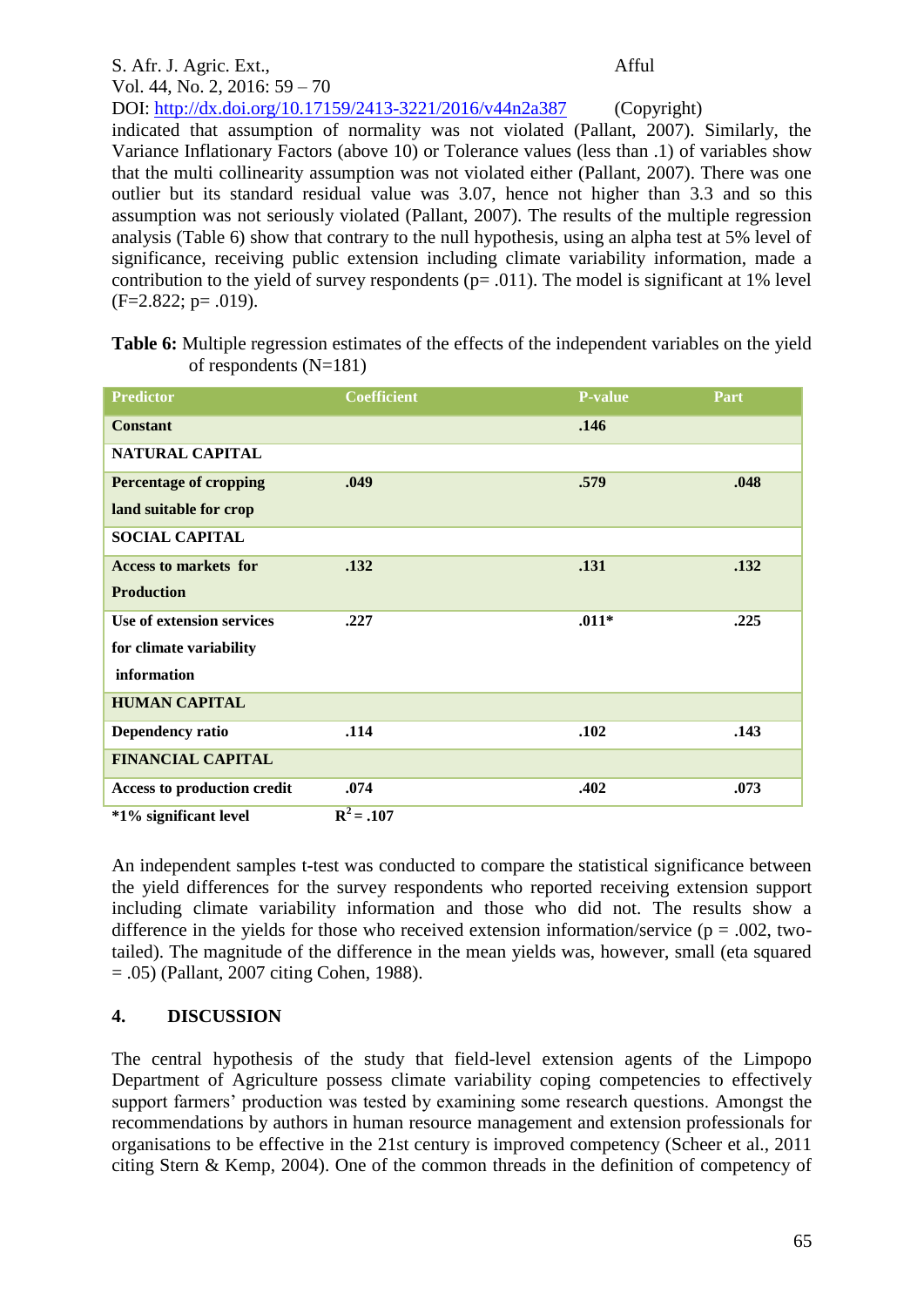indicated that assumption of normality was not violated (Pallant, 2007). Similarly, the Variance Inflationary Factors (above 10) or Tolerance values (less than .1) of variables show that the multi collinearity assumption was not violated either (Pallant, 2007). There was one outlier but its standard residual value was 3.07, hence not higher than 3.3 and so this assumption was not seriously violated (Pallant, 2007). The results of the multiple regression analysis (Table 6) show that contrary to the null hypothesis, using an alpha test at 5% level of significance, receiving public extension including climate variability information, made a contribution to the yield of survey respondents (p= .011). The model is significant at 1% level (F=2.822; p= .019).

**Table 6:** Multiple regression estimates of the effects of the independent variables on the yield of respondents (N=181)

| Predictor | Coefficient | P-value | Part |
|---|---|---|---|
| **Constant** | | **.146** | |
| **NATURAL CAPITAL** | | | |
| **Percentage of cropping land suitable for crop** | **.049** | **.579** | **.048** |
| **SOCIAL CAPITAL** | | | |
| **Access to markets for Production** | **.132** | **.131** | **.132** |
| **Use of extension services for climate variability information** | **.227** | **.011*** | **.225** |
| **HUMAN CAPITAL** | | | |
| **Dependency ratio** | **.114** | **.102** | **.143** |
| **FINANCIAL CAPITAL** | | | |
| **Access to production credit** | **.074** | **.402** | **.073** |

**\*1% significant level** **$R^2$ = .107**

An independent samples t-test was conducted to compare the statistical significance between the yield differences for the survey respondents who reported receiving extension support including climate variability information and those who did not. The results show a difference in the yields for those who received extension information/service (p = .002, two-tailed). The magnitude of the difference in the mean yields was, however, small (eta squared = .05) (Pallant, 2007 citing Cohen, 1988).

## 4. DISCUSSION

The central hypothesis of the study that field-level extension agents of the Limpopo Department of Agriculture possess climate variability coping competencies to effectively support farmers' production was tested by examining some research questions. Amongst the recommendations by authors in human resource management and extension professionals for organisations to be effective in the 21st century is improved competency (Scheer et al., 2011 citing Stern & Kemp, 2004). One of the common threads in the definition of competency of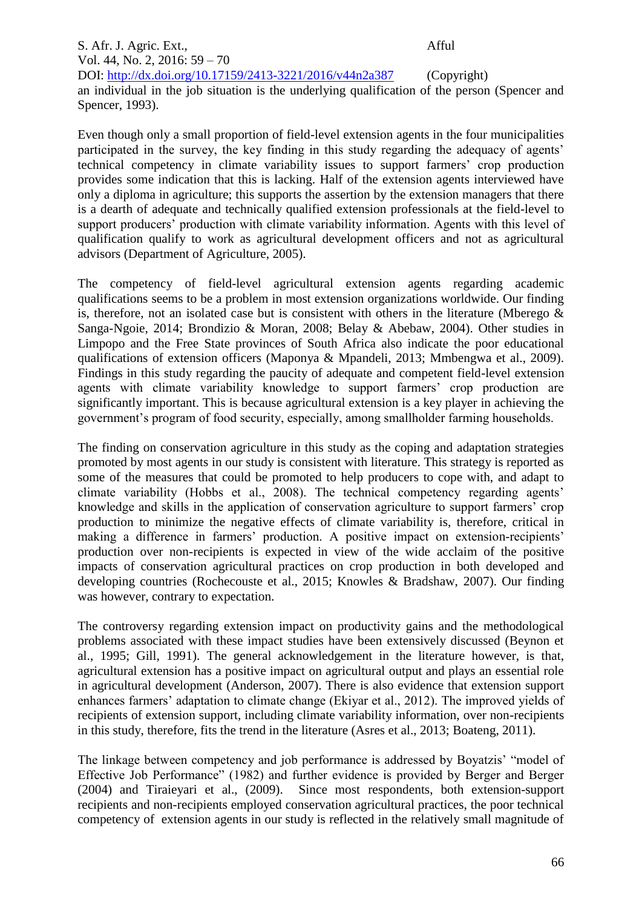an individual in the job situation is the underlying qualification of the person (Spencer and Spencer, 1993).

Even though only a small proportion of field-level extension agents in the four municipalities participated in the survey, the key finding in this study regarding the adequacy of agents' technical competency in climate variability issues to support farmers' crop production provides some indication that this is lacking. Half of the extension agents interviewed have only a diploma in agriculture; this supports the assertion by the extension managers that there is a dearth of adequate and technically qualified extension professionals at the field-level to support producers' production with climate variability information. Agents with this level of qualification qualify to work as agricultural development officers and not as agricultural advisors (Department of Agriculture, 2005).

The competency of field-level agricultural extension agents regarding academic qualifications seems to be a problem in most extension organizations worldwide. Our finding is, therefore, not an isolated case but is consistent with others in the literature (Mberego & Sanga-Ngoie, 2014; Brondizio & Moran, 2008; Belay & Abebaw, 2004). Other studies in Limpopo and the Free State provinces of South Africa also indicate the poor educational qualifications of extension officers (Maponya & Mpandeli, 2013; Mmbengwa et al., 2009). Findings in this study regarding the paucity of adequate and competent field-level extension agents with climate variability knowledge to support farmers' crop production are significantly important. This is because agricultural extension is a key player in achieving the government's program of food security, especially, among smallholder farming households.

The finding on conservation agriculture in this study as the coping and adaptation strategies promoted by most agents in our study is consistent with literature. This strategy is reported as some of the measures that could be promoted to help producers to cope with, and adapt to climate variability (Hobbs et al., 2008). The technical competency regarding agents' knowledge and skills in the application of conservation agriculture to support farmers' crop production to minimize the negative effects of climate variability is, therefore, critical in making a difference in farmers' production. A positive impact on extension-recipients' production over non-recipients is expected in view of the wide acclaim of the positive impacts of conservation agricultural practices on crop production in both developed and developing countries (Rochecouste et al., 2015; Knowles & Bradshaw, 2007). Our finding was however, contrary to expectation.

The controversy regarding extension impact on productivity gains and the methodological problems associated with these impact studies have been extensively discussed (Beynon et al., 1995; Gill, 1991). The general acknowledgement in the literature however, is that, agricultural extension has a positive impact on agricultural output and plays an essential role in agricultural development (Anderson, 2007). There is also evidence that extension support enhances farmers' adaptation to climate change (Ekiyar et al., 2012). The improved yields of recipients of extension support, including climate variability information, over non-recipients in this study, therefore, fits the trend in the literature (Asres et al., 2013; Boateng, 2011).

The linkage between competency and job performance is addressed by Boyatzis' "model of Effective Job Performance" (1982) and further evidence is provided by Berger and Berger (2004) and Tiraieyari et al., (2009). Since most respondents, both extension-support recipients and non-recipients employed conservation agricultural practices, the poor technical competency of extension agents in our study is reflected in the relatively small magnitude of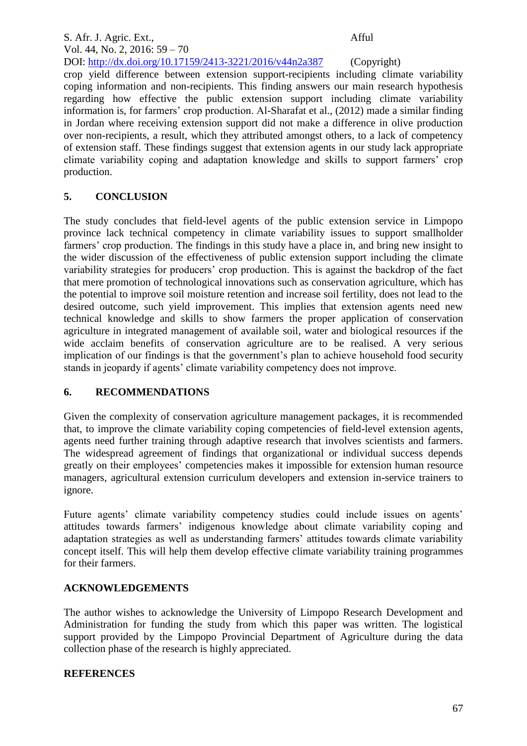crop yield difference between extension support-recipients including climate variability coping information and non-recipients. This finding answers our main research hypothesis regarding how effective the public extension support including climate variability information is, for farmers' crop production. Al-Sharafat et al., (2012) made a similar finding in Jordan where receiving extension support did not make a difference in olive production over non-recipients, a result, which they attributed amongst others, to a lack of competency of extension staff. These findings suggest that extension agents in our study lack appropriate climate variability coping and adaptation knowledge and skills to support farmers' crop production.

## 5. CONCLUSION

The study concludes that field-level agents of the public extension service in Limpopo province lack technical competency in climate variability issues to support smallholder farmers' crop production. The findings in this study have a place in, and bring new insight to the wider discussion of the effectiveness of public extension support including the climate variability strategies for producers' crop production. This is against the backdrop of the fact that mere promotion of technological innovations such as conservation agriculture, which has the potential to improve soil moisture retention and increase soil fertility, does not lead to the desired outcome, such yield improvement. This implies that extension agents need new technical knowledge and skills to show farmers the proper application of conservation agriculture in integrated management of available soil, water and biological resources if the wide acclaim benefits of conservation agriculture are to be realised. A very serious implication of our findings is that the government's plan to achieve household food security stands in jeopardy if agents' climate variability competency does not improve.

## 6. RECOMMENDATIONS

Given the complexity of conservation agriculture management packages, it is recommended that, to improve the climate variability coping competencies of field-level extension agents, agents need further training through adaptive research that involves scientists and farmers. The widespread agreement of findings that organizational or individual success depends greatly on their employees' competencies makes it impossible for extension human resource managers, agricultural extension curriculum developers and extension in-service trainers to ignore.

Future agents' climate variability competency studies could include issues on agents' attitudes towards farmers' indigenous knowledge about climate variability coping and adaptation strategies as well as understanding farmers' attitudes towards climate variability concept itself. This will help them develop effective climate variability training programmes for their farmers.

## ACKNOWLEDGEMENTS

The author wishes to acknowledge the University of Limpopo Research Development and Administration for funding the study from which this paper was written. The logistical support provided by the Limpopo Provincial Department of Agriculture during the data collection phase of the research is highly appreciated.

## REFERENCES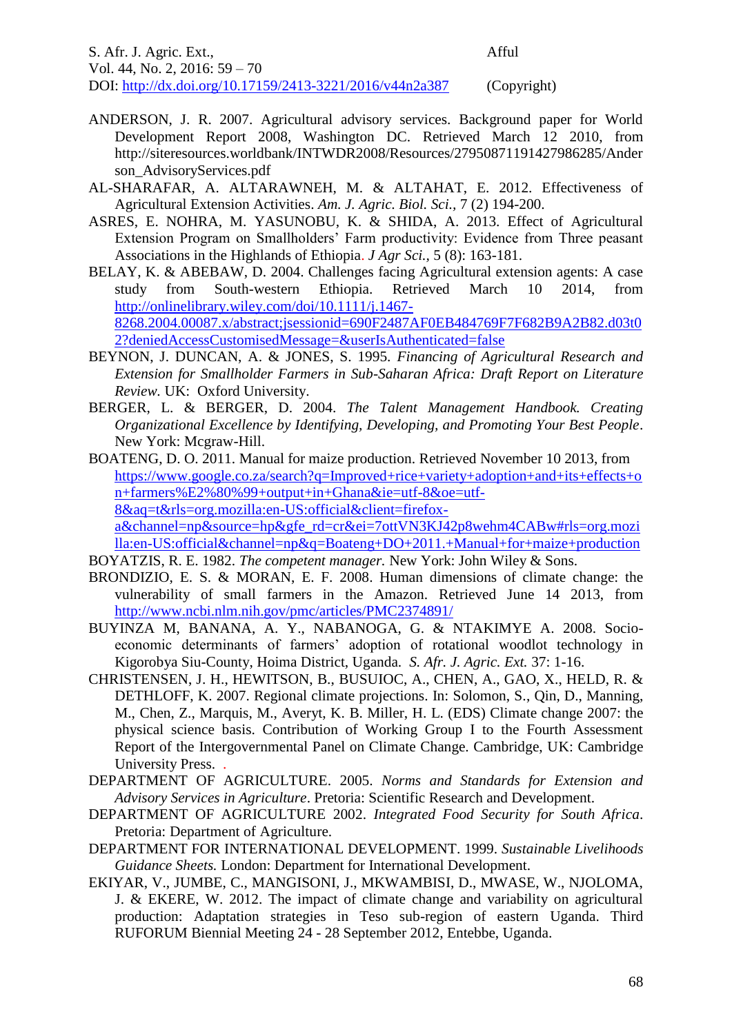ANDERSON, J. R. 2007. Agricultural advisory services. Background paper for World Development Report 2008, Washington DC. Retrieved March 12 2010, from http://siteresources.worldbank/INTWDR2008/Resources/2795087119142798628​5/Anderson_AdvisoryServices.pdf

AL-SHARAFAR, A. ALTARAWNEH, M. & ALTAHAT, E. 2012. Effectiveness of Agricultural Extension Activities. *Am. J. Agric. Biol. Sci.,* 7 (2) 194-200.

ASRES, E. NOHRA, M. YASUNOBU, K. & SHIDA, A. 2013. Effect of Agricultural Extension Program on Smallholders' Farm productivity: Evidence from Three peasant Associations in the Highlands of Ethiopia. *J Agr Sci.,* 5 (8): 163-181.

BELAY, K. & ABEBAW, D. 2004. Challenges facing Agricultural extension agents: A case study from South-western Ethiopia. Retrieved March 10 2014, from http://onlinelibrary.wiley.com/doi/10.1111/j.1467-8268.2004.00087.x/abstract;jsessionid=690F2487AF0EB484769F7F682B9A2B82.d03t02?deniedAccessCustomisedMessage=&userIsAuthenticated=false

BEYNON, J. DUNCAN, A. & JONES, S. 1995. *Financing of Agricultural Research and Extension for Smallholder Farmers in Sub-Saharan Africa: Draft Report on Literature Review.* UK: Oxford University.

BERGER, L. & BERGER, D. 2004. *The Talent Management Handbook. Creating Organizational Excellence by Identifying, Developing, and Promoting Your Best People*. New York: Mcgraw-Hill.

BOATENG, D. O. 2011. Manual for maize production. Retrieved November 10 2013, from https://www.google.co.za/search?q=Improved+rice+variety+adoption+and+its+effects+on+farmers%E2%80%99+output+in+Ghana&ie=utf-8&oe=utf-8&aq=t&rls=org.mozilla:en-US:official&client=firefox-a&channel=np&source=hp&gfe_rd=cr&ei=7ottVN3KJ42p8wehm4CABw#rls=org.mozilla:en-US:official&channel=np&q=Boateng+DO+2011.+Manual+for+maize+production

BOYATZIS, R. E. 1982. *The competent manager.* New York: John Wiley & Sons.

BRONDIZIO, E. S. & MORAN, E. F. 2008. Human dimensions of climate change: the vulnerability of small farmers in the Amazon. Retrieved June 14 2013, from http://www.ncbi.nlm.nih.gov/pmc/articles/PMC2374891/

BUYINZA M, BANANA, A. Y., NABANOGA, G. & NTAKIMYE A. 2008. Socio-economic determinants of farmers' adoption of rotational woodlot technology in Kigorobya Siu-County, Hoima District, Uganda. *S. Afr. J. Agric. Ext.* 37: 1-16.

CHRISTENSEN, J. H., HEWITSON, B., BUSUIOC, A., CHEN, A., GAO, X., HELD, R. & DETHLOFF, K. 2007. Regional climate projections. In: Solomon, S., Qin, D., Manning, M., Chen, Z., Marquis, M., Averyt, K. B. Miller, H. L. (EDS) Climate change 2007: the physical science basis. Contribution of Working Group I to the Fourth Assessment Report of the Intergovernmental Panel on Climate Change. Cambridge, UK: Cambridge University Press. .

DEPARTMENT OF AGRICULTURE. 2005. *Norms and Standards for Extension and Advisory Services in Agriculture*. Pretoria: Scientific Research and Development.

DEPARTMENT OF AGRICULTURE 2002. *Integrated Food Security for South Africa*. Pretoria: Department of Agriculture.

DEPARTMENT FOR INTERNATIONAL DEVELOPMENT. 1999. *Sustainable Livelihoods Guidance Sheets.* London: Department for International Development.

EKIYAR, V., JUMBE, C., MANGISONI, J., MKWAMBISI, D., MWASE, W., NJOLOMA, J. & EKERE, W. 2012. The impact of climate change and variability on agricultural production: Adaptation strategies in Teso sub-region of eastern Uganda. Third RUFORUM Biennial Meeting 24 - 28 September 2012, Entebbe, Uganda.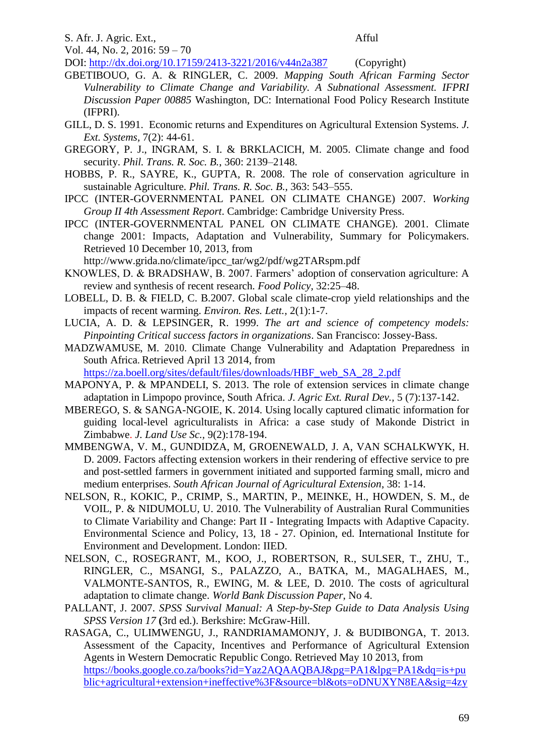GBETIBOUO, G. A. & RINGLER, C. 2009. *Mapping South African Farming Sector Vulnerability to Climate Change and Variability. A Subnational Assessment. IFPRI Discussion Paper 00885* Washington, DC: International Food Policy Research Institute (IFPRI).

GILL, D. S. 1991. Economic returns and Expenditures on Agricultural Extension Systems. *J. Ext. Systems,* 7(2): 44-61.

GREGORY, P. J., INGRAM, S. I. & BRKLACICH, M. 2005. Climate change and food security. *Phil. Trans. R. Soc. B.*, 360: 2139–2148.

HOBBS, P. R., SAYRE, K., GUPTA, R. 2008. The role of conservation agriculture in sustainable Agriculture. *Phil. Trans. R. Soc. B.*, 363: 543–555.

IPCC (INTER-GOVERNMENTAL PANEL ON CLIMATE CHANGE) 2007. *Working Group II 4th Assessment Report*. Cambridge: Cambridge University Press.

IPCC (INTER-GOVERNMENTAL PANEL ON CLIMATE CHANGE). 2001. Climate change 2001: Impacts, Adaptation and Vulnerability, Summary for Policymakers. Retrieved 10 December 10, 2013, from http://www.grida.no/climate/ipcc_tar/wg2/pdf/wg2TARspm.pdf

KNOWLES, D. & BRADSHAW, B. 2007. Farmers' adoption of conservation agriculture: A review and synthesis of recent research. *Food Policy*, 32:25–48.

LOBELL, D. B. & FIELD, C. B.2007. Global scale climate-crop yield relationships and the impacts of recent warming. *Environ. Res. Lett.*, 2(1):1-7.

LUCIA, A. D. & LEPSINGER, R. 1999. *The art and science of competency models: Pinpointing Critical success factors in organizations*. San Francisco: Jossey-Bass.

MADZWAMUSE, M. 2010. Climate Change Vulnerability and Adaptation Preparedness in South Africa. Retrieved April 13 2014, from https://za.boell.org/sites/default/files/downloads/HBF_web_SA_28_2.pdf

MAPONYA, P. & MPANDELI, S. 2013. The role of extension services in climate change adaptation in Limpopo province, South Africa. *J. Agric Ext. Rural Dev.*, 5 (7):137-142.

MBEREGO, S. & SANGA-NGOIE, K. 2014. Using locally captured climatic information for guiding local-level agriculturalists in Africa: a case study of Makonde District in Zimbabwe. *J. Land Use Sc.*, 9(2):178-194.

MMBENGWA, V. M., GUNDIDZA, M, GROENEWALD, J. A, VAN SCHALKWYK, H. D. 2009. Factors affecting extension workers in their rendering of effective service to pre and post-settled farmers in government initiated and supported farming small, micro and medium enterprises. *South African Journal of Agricultural Extension*, 38: 1-14.

NELSON, R., KOKIC, P., CRIMP, S., MARTIN, P., MEINKE, H., HOWDEN, S. M., de VOIL, P. & NIDUMOLU, U. 2010. The Vulnerability of Australian Rural Communities to Climate Variability and Change: Part II - Integrating Impacts with Adaptive Capacity. Environmental Science and Policy, 13, 18 - 27. Opinion, ed. International Institute for Environment and Development. London: IIED.

NELSON, C., ROSEGRANT, M., KOO, J., ROBERTSON, R., SULSER, T., ZHU, T., RINGLER, C., MSANGI, S., PALAZZO, A., BATKA, M., MAGALHAES, M., VALMONTE-SANTOS, R., EWING, M. & LEE, D. 2010. The costs of agricultural adaptation to climate change. *World Bank Discussion Paper*, No 4.

PALLANT, J. 2007. *SPSS Survival Manual: A Step-by-Step Guide to Data Analysis Using SPSS Version 17* **(**3rd ed.). Berkshire: McGraw-Hill.

RASAGA, C., ULIMWENGU, J., RANDRIAMAMONJY, J. & BUDIBONGA, T. 2013. Assessment of the Capacity, Incentives and Performance of Agricultural Extension Agents in Western Democratic Republic Congo. Retrieved May 10 2013, from https://books.google.co.za/books?id=Yaz2AQAAQBAJ&pg=PA1&lpg=PA1&dq=is+public+agricultural+extension+ineffective%3F&source=bl&ots=oDNUXYN8EA&sig=4zy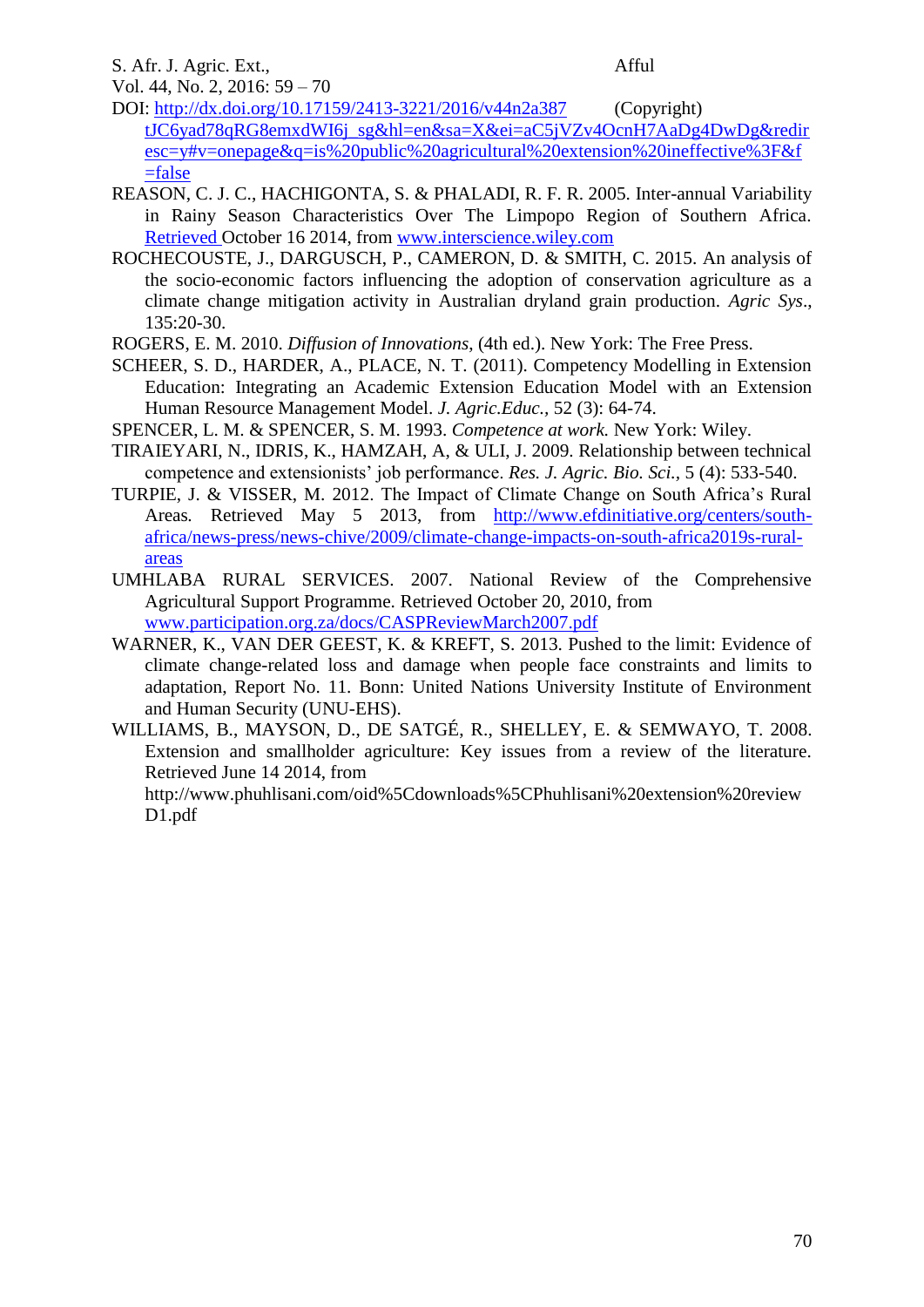tJC6yad78qRG8emxdWI6j_sg&hl=en&sa=X&ei=aC5jVZv4OcnH7AaDg4DwDg&rediresc=y#v=onepage&q=is%20public%20agricultural%20extension%20ineffective%3F&f=false

REASON, C. J. C., HACHIGONTA, S. & PHALADI, R. F. R. 2005. Inter-annual Variability in Rainy Season Characteristics Over The Limpopo Region of Southern Africa. Retrieved October 16 2014, from www.interscience.wiley.com

ROCHECOUSTE, J., DARGUSCH, P., CAMERON, D. & SMITH, C. 2015. An analysis of the socio-economic factors influencing the adoption of conservation agriculture as a climate change mitigation activity in Australian dryland grain production. *Agric Sys*., 135:20-30.

ROGERS, E. M. 2010. *Diffusion of Innovations*, (4th ed.). New York: The Free Press.

SCHEER, S. D., HARDER, A., PLACE, N. T. (2011). Competency Modelling in Extension Education: Integrating an Academic Extension Education Model with an Extension Human Resource Management Model. *J. Agric.Educ.*, 52 (3): 64-74.

SPENCER, L. M. & SPENCER, S. M. 1993. *Competence at work.* New York: Wiley.

TIRAIEYARI, N., IDRIS, K., HAMZAH, A, & ULI, J. 2009. Relationship between technical competence and extensionists' job performance. *Res. J. Agric. Bio. Sci.*, 5 (4): 533-540.

TURPIE, J. & VISSER, M. 2012. The Impact of Climate Change on South Africa's Rural Areas. Retrieved May 5 2013, from http://www.efdinitiative.org/centers/south-africa/news-press/news-chive/2009/climate-change-impacts-on-south-africa2019s-rural-areas

UMHLABA RURAL SERVICES. 2007. National Review of the Comprehensive Agricultural Support Programme. Retrieved October 20, 2010, from www.participation.org.za/docs/CASPReviewMarch2007.pdf

WARNER, K., VAN DER GEEST, K. & KREFT, S. 2013. Pushed to the limit: Evidence of climate change-related loss and damage when people face constraints and limits to adaptation, Report No. 11. Bonn: United Nations University Institute of Environment and Human Security (UNU-EHS).

WILLIAMS, B., MAYSON, D., DE SATGÉ, R., SHELLEY, E. & SEMWAYO, T. 2008. Extension and smallholder agriculture: Key issues from a review of the literature. Retrieved June 14 2014, from http://www.phuhlisani.com/oid%5Cdownloads%5CPhuhlisani%20extension%20reviewD1.pdf